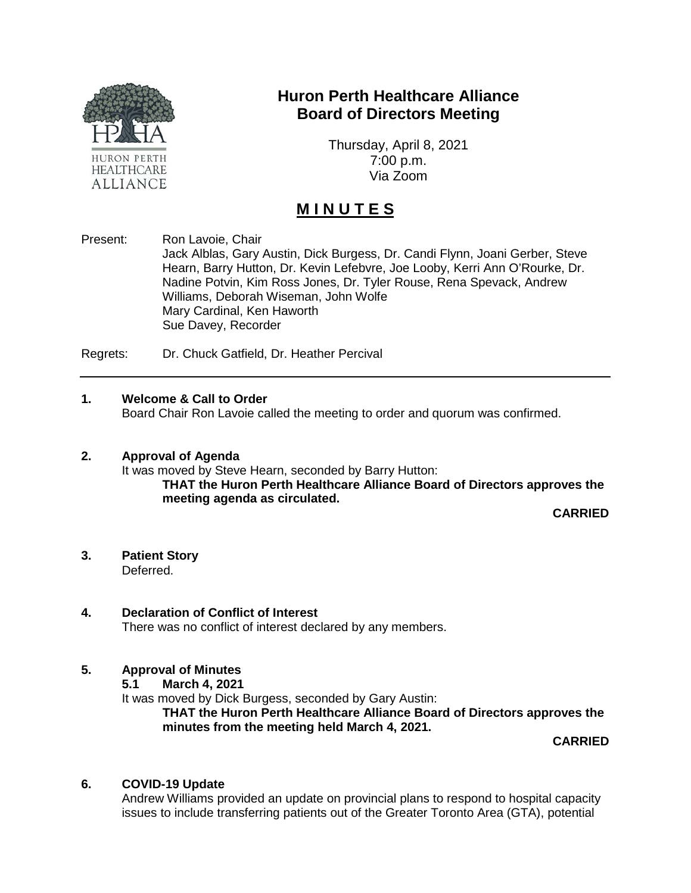# Huron Perth Healthcare Alliance
## Board of Directors Meeting

Thursday, April 8, 2021
7:00 p.m.
Via Zoom

## MINUTES

Present: Ron Lavoie, Chair
Jack Alblas, Gary Austin, Dick Burgess, Dr. Candi Flynn, Joani Gerber, Steve Hearn, Barry Hutton, Dr. Kevin Lefebvre, Joe Looby, Kerri Ann O'Rourke, Dr. Nadine Potvin, Kim Ross Jones, Dr. Tyler Rouse, Rena Spevack, Andrew Williams, Deborah Wiseman, John Wolfe
Mary Cardinal, Ken Haworth
Sue Davey, Recorder

Regrets: Dr. Chuck Gatfield, Dr. Heather Percival

---

**1. Welcome & Call to Order**

Board Chair Ron Lavoie called the meeting to order and quorum was confirmed.

**2. Approval of Agenda**

It was moved by Steve Hearn, seconded by Barry Hutton:

**THAT the Huron Perth Healthcare Alliance Board of Directors approves the meeting agenda as circulated.**

**CARRIED**

**3. Patient Story**

Deferred.

**4. Declaration of Conflict of Interest**

There was no conflict of interest declared by any members.

**5. Approval of Minutes**

**5.1 March 4, 2021**

It was moved by Dick Burgess, seconded by Gary Austin:

**THAT the Huron Perth Healthcare Alliance Board of Directors approves the minutes from the meeting held March 4, 2021.**

**CARRIED**

**6. COVID-19 Update**

Andrew Williams provided an update on provincial plans to respond to hospital capacity issues to include transferring patients out of the Greater Toronto Area (GTA), potential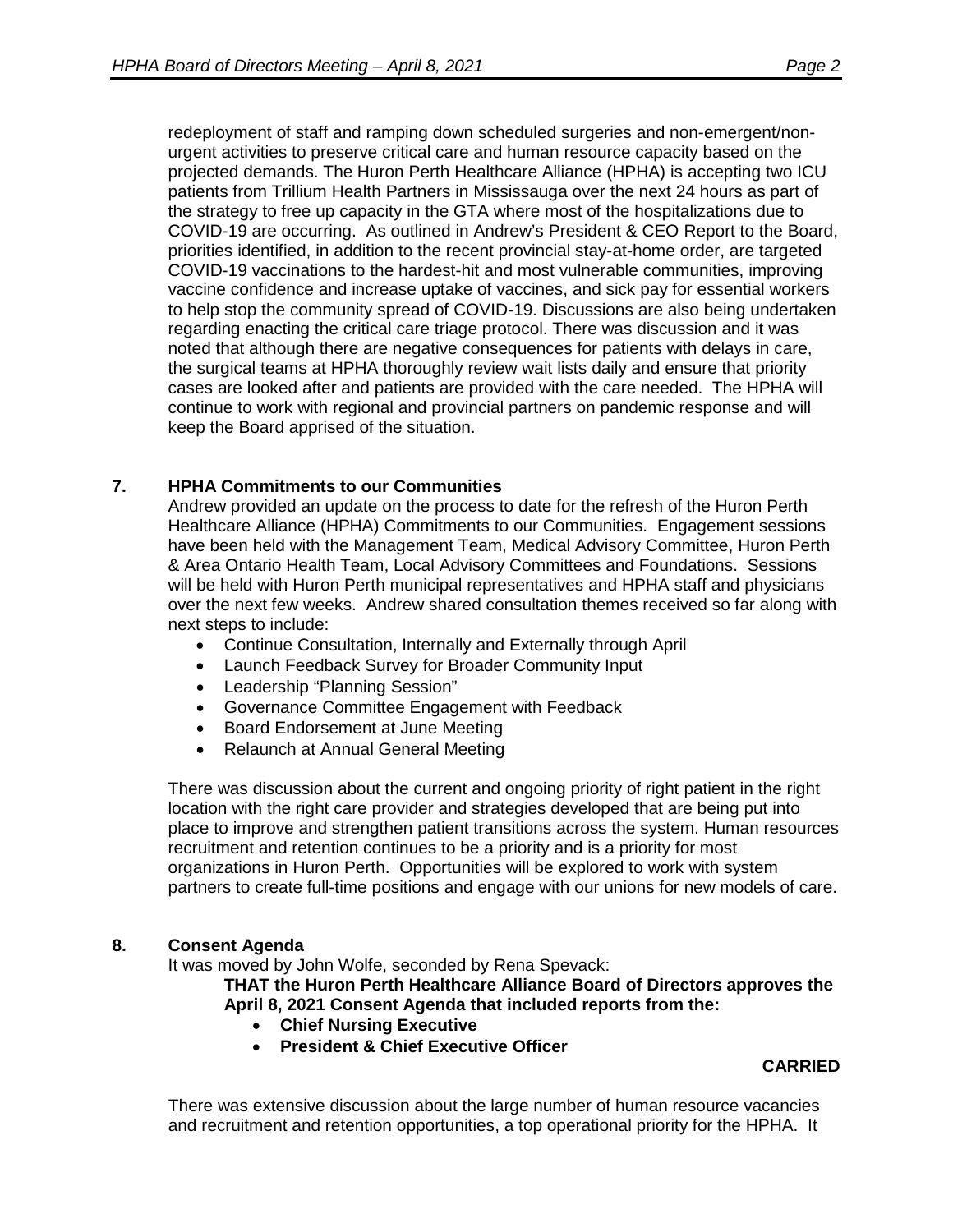redeployment of staff and ramping down scheduled surgeries and non-emergent/non-urgent activities to preserve critical care and human resource capacity based on the projected demands. The Huron Perth Healthcare Alliance (HPHA) is accepting two ICU patients from Trillium Health Partners in Mississauga over the next 24 hours as part of the strategy to free up capacity in the GTA where most of the hospitalizations due to COVID-19 are occurring. As outlined in Andrew's President & CEO Report to the Board, priorities identified, in addition to the recent provincial stay-at-home order, are targeted COVID-19 vaccinations to the hardest-hit and most vulnerable communities, improving vaccine confidence and increase uptake of vaccines, and sick pay for essential workers to help stop the community spread of COVID-19. Discussions are also being undertaken regarding enacting the critical care triage protocol. There was discussion and it was noted that although there are negative consequences for patients with delays in care, the surgical teams at HPHA thoroughly review wait lists daily and ensure that priority cases are looked after and patients are provided with the care needed. The HPHA will continue to work with regional and provincial partners on pandemic response and will keep the Board apprised of the situation.

## 7. HPHA Commitments to our Communities

Andrew provided an update on the process to date for the refresh of the Huron Perth Healthcare Alliance (HPHA) Commitments to our Communities. Engagement sessions have been held with the Management Team, Medical Advisory Committee, Huron Perth & Area Ontario Health Team, Local Advisory Committees and Foundations. Sessions will be held with Huron Perth municipal representatives and HPHA staff and physicians over the next few weeks. Andrew shared consultation themes received so far along with next steps to include:

- Continue Consultation, Internally and Externally through April
- Launch Feedback Survey for Broader Community Input
- Leadership "Planning Session"
- Governance Committee Engagement with Feedback
- Board Endorsement at June Meeting
- Relaunch at Annual General Meeting

There was discussion about the current and ongoing priority of right patient in the right location with the right care provider and strategies developed that are being put into place to improve and strengthen patient transitions across the system. Human resources recruitment and retention continues to be a priority and is a priority for most organizations in Huron Perth. Opportunities will be explored to work with system partners to create full-time positions and engage with our unions for new models of care.

## 8. Consent Agenda

It was moved by John Wolfe, seconded by Rena Spevack:

**THAT the Huron Perth Healthcare Alliance Board of Directors approves the April 8, 2021 Consent Agenda that included reports from the:**

- **Chief Nursing Executive**
- **President & Chief Executive Officer**

**CARRIED**

There was extensive discussion about the large number of human resource vacancies and recruitment and retention opportunities, a top operational priority for the HPHA. It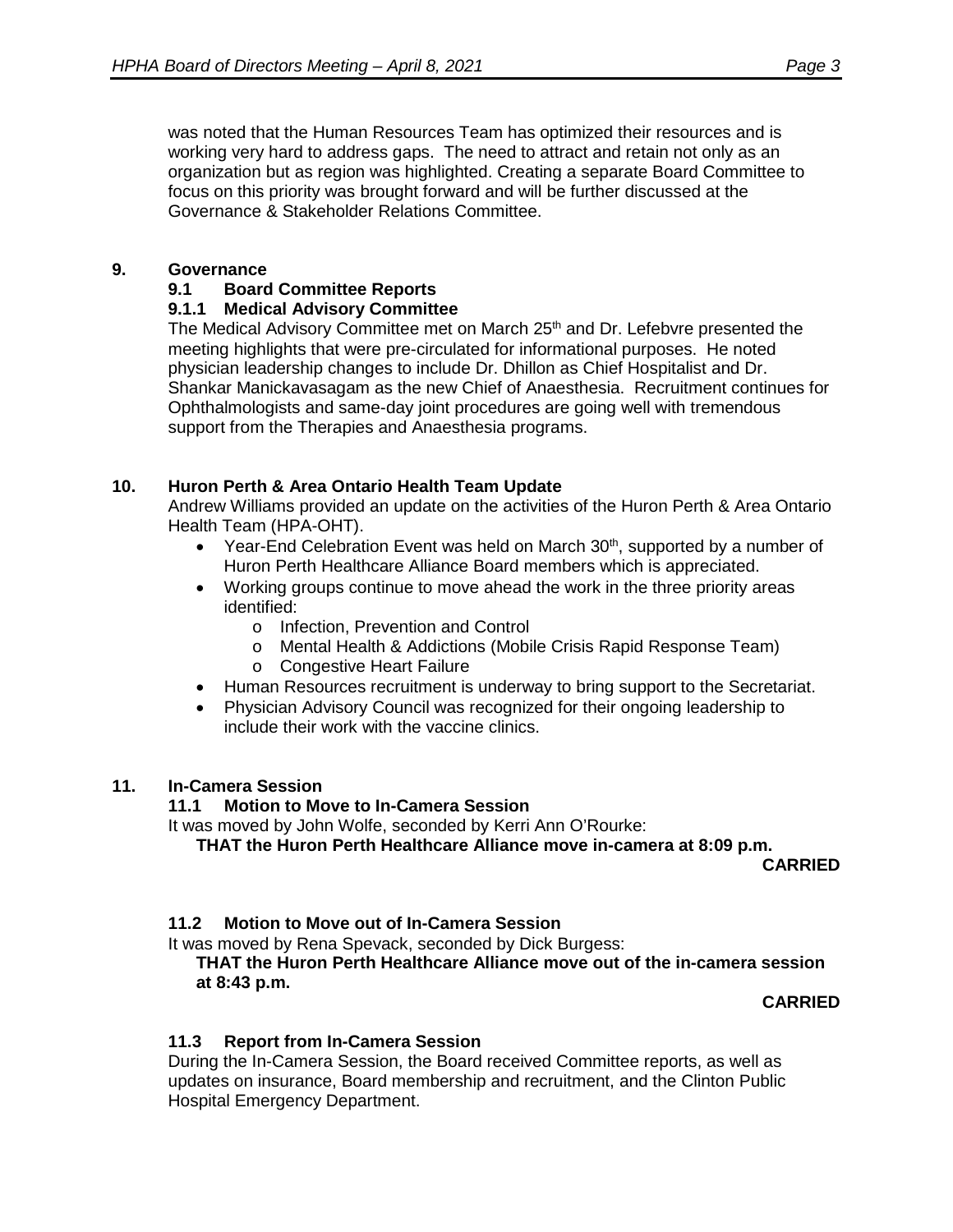was noted that the Human Resources Team has optimized their resources and is working very hard to address gaps. The need to attract and retain not only as an organization but as region was highlighted. Creating a separate Board Committee to focus on this priority was brought forward and will be further discussed at the Governance & Stakeholder Relations Committee.

## 9. Governance

### 9.1 Board Committee Reports

#### 9.1.1 Medical Advisory Committee

The Medical Advisory Committee met on March 25th and Dr. Lefebvre presented the meeting highlights that were pre-circulated for informational purposes. He noted physician leadership changes to include Dr. Dhillon as Chief Hospitalist and Dr. Shankar Manickavasagam as the new Chief of Anaesthesia. Recruitment continues for Ophthalmologists and same-day joint procedures are going well with tremendous support from the Therapies and Anaesthesia programs.

## 10. Huron Perth & Area Ontario Health Team Update

Andrew Williams provided an update on the activities of the Huron Perth & Area Ontario Health Team (HPA-OHT).

- Year-End Celebration Event was held on March 30th, supported by a number of Huron Perth Healthcare Alliance Board members which is appreciated.
- Working groups continue to move ahead the work in the three priority areas identified:
  - Infection, Prevention and Control
  - Mental Health & Addictions (Mobile Crisis Rapid Response Team)
  - Congestive Heart Failure
- Human Resources recruitment is underway to bring support to the Secretariat.
- Physician Advisory Council was recognized for their ongoing leadership to include their work with the vaccine clinics.

## 11. In-Camera Session

### 11.1 Motion to Move to In-Camera Session

It was moved by John Wolfe, seconded by Kerri Ann O'Rourke:

**THAT the Huron Perth Healthcare Alliance move in-camera at 8:09 p.m.**

**CARRIED**

### 11.2 Motion to Move out of In-Camera Session

It was moved by Rena Spevack, seconded by Dick Burgess:

**THAT the Huron Perth Healthcare Alliance move out of the in-camera session at 8:43 p.m.**

**CARRIED**

### 11.3 Report from In-Camera Session

During the In-Camera Session, the Board received Committee reports, as well as updates on insurance, Board membership and recruitment, and the Clinton Public Hospital Emergency Department.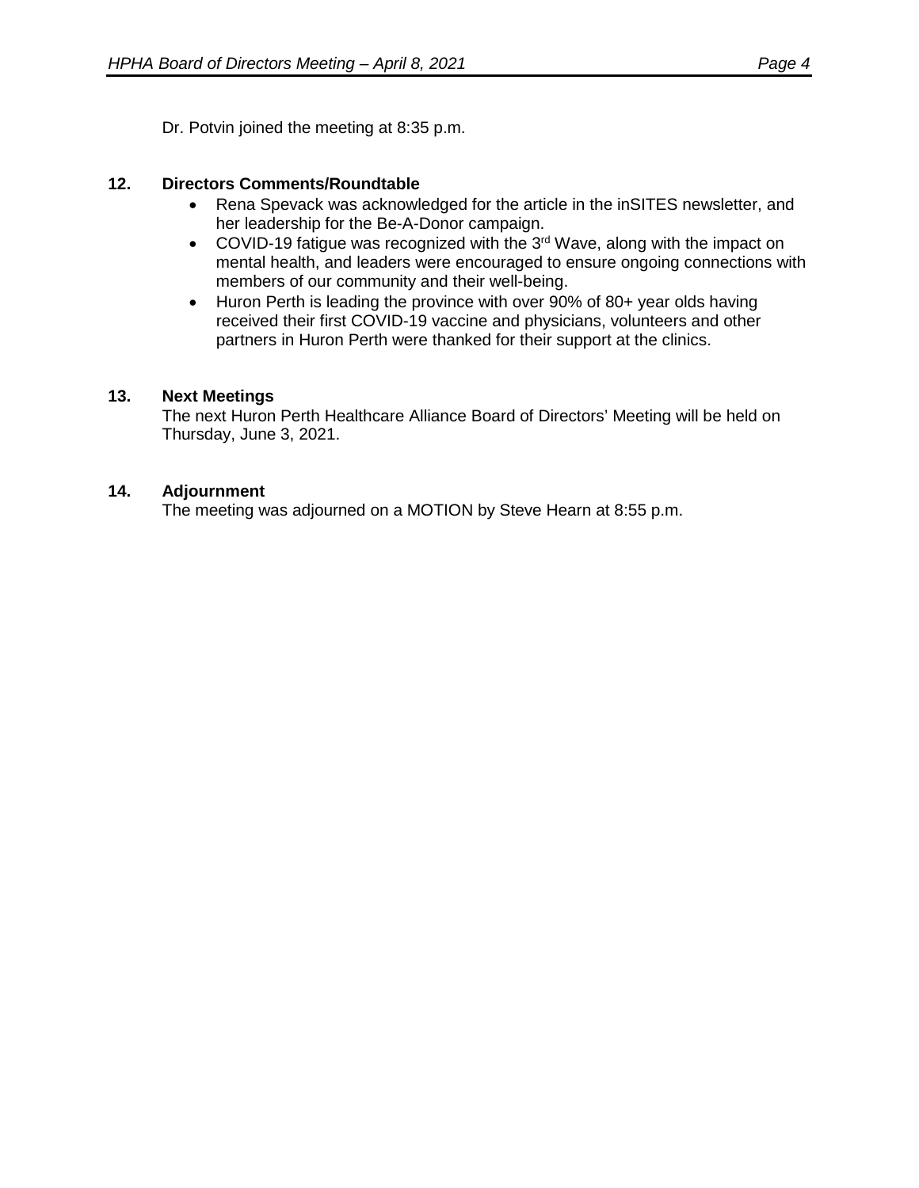Dr. Potvin joined the meeting at 8:35 p.m.

## 12. Directors Comments/Roundtable

- Rena Spevack was acknowledged for the article in the inSITES newsletter, and her leadership for the Be-A-Donor campaign.
- COVID-19 fatigue was recognized with the 3rd Wave, along with the impact on mental health, and leaders were encouraged to ensure ongoing connections with members of our community and their well-being.
- Huron Perth is leading the province with over 90% of 80+ year olds having received their first COVID-19 vaccine and physicians, volunteers and other partners in Huron Perth were thanked for their support at the clinics.

## 13. Next Meetings

The next Huron Perth Healthcare Alliance Board of Directors' Meeting will be held on Thursday, June 3, 2021.

## 14. Adjournment

The meeting was adjourned on a MOTION by Steve Hearn at 8:55 p.m.